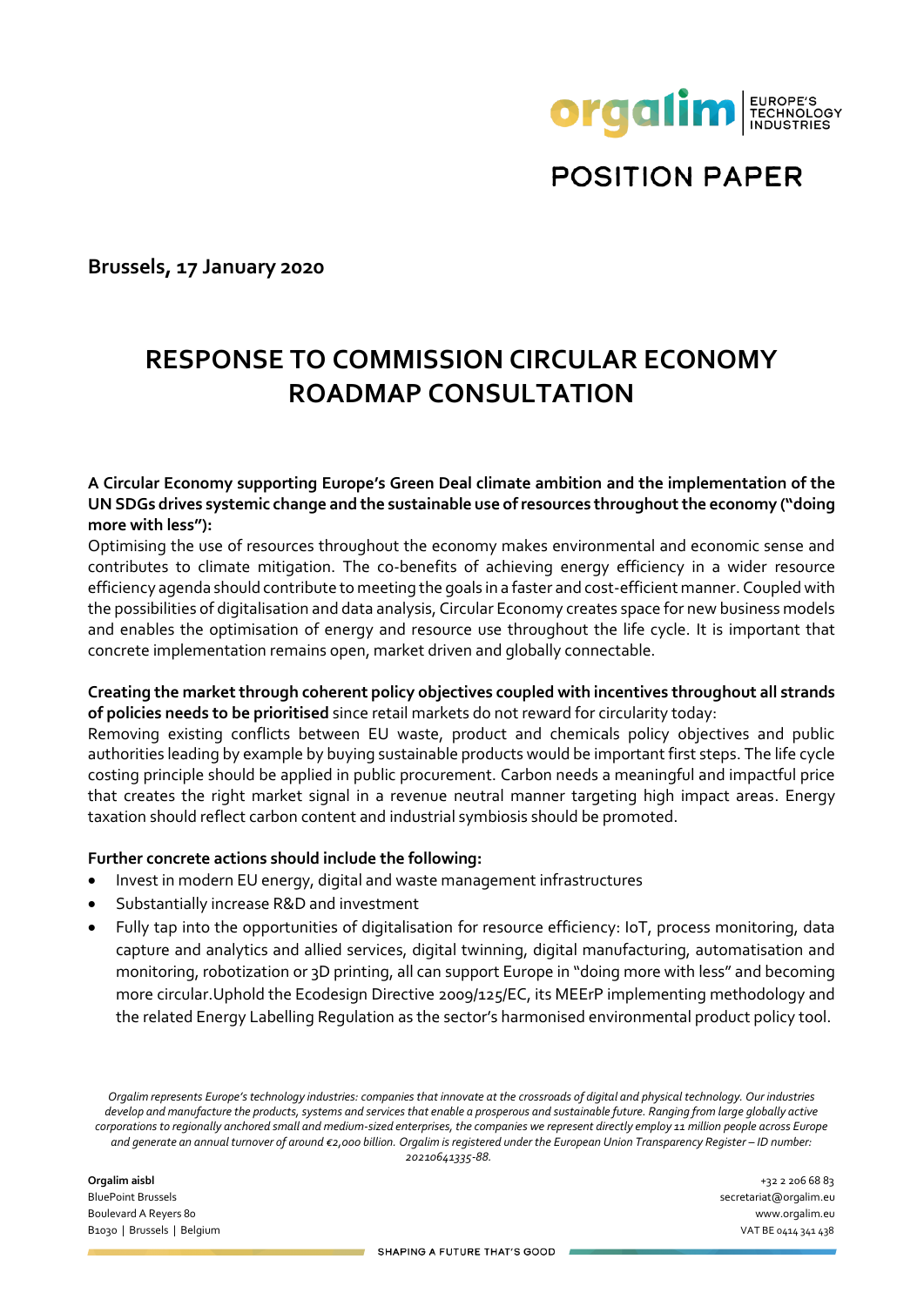# POSITION PAPER

**Brussels, 17 January 2020**

# RESPONSE TO COMMISSION CIRCULAR ECONOMY ROADMAP CONSULTATION

**A Circular Economy supporting Europe's Green Deal climate ambition and the implementation of the UN SDGs drives systemic change and the sustainable use of resources throughout the economy ("doing more with less"):**

Optimising the use of resources throughout the economy makes environmental and economic sense and contributes to climate mitigation. The co-benefits of achieving energy efficiency in a wider resource efficiency agenda should contribute to meeting the goals in a faster and cost-efficient manner. Coupled with the possibilities of digitalisation and data analysis, Circular Economy creates space for new business models and enables the optimisation of energy and resource use throughout the life cycle. It is important that concrete implementation remains open, market driven and globally connectable.

**Creating the market through coherent policy objectives coupled with incentives throughout all strands of policies needs to be prioritised** since retail markets do not reward for circularity today:

Removing existing conflicts between EU waste, product and chemicals policy objectives and public authorities leading by example by buying sustainable products would be important first steps. The life cycle costing principle should be applied in public procurement. Carbon needs a meaningful and impactful price that creates the right market signal in a revenue neutral manner targeting high impact areas. Energy taxation should reflect carbon content and industrial symbiosis should be promoted.

**Further concrete actions should include the following:**

- Invest in modern EU energy, digital and waste management infrastructures
- Substantially increase R&D and investment
- Fully tap into the opportunities of digitalisation for resource efficiency: IoT, process monitoring, data capture and analytics and allied services, digital twinning, digital manufacturing, automatisation and monitoring, robotization or 3D printing, all can support Europe in "doing more with less" and becoming more circular.Uphold the Ecodesign Directive 2009/125/EC, its MEErP implementing methodology and the related Energy Labelling Regulation as the sector's harmonised environmental product policy tool.

*Orgalim represents Europe's technology industries: companies that innovate at the crossroads of digital and physical technology. Our industries develop and manufacture the products, systems and services that enable a prosperous and sustainable future. Ranging from large globally active corporations to regionally anchored small and medium-sized enterprises, the companies we represent directly employ 11 million people across Europe and generate an annual turnover of around €2,000 billion. Orgalim is registered under the European Union Transparency Register – ID number: 20210641335-88.*

**Orgalim aisbl**
BluePoint Brussels
Boulevard A Reyers 80
B1030 | Brussels | Belgium

+32 2 206 68 83
secretariat@orgalim.eu
www.orgalim.eu
VAT BE 0414 341 438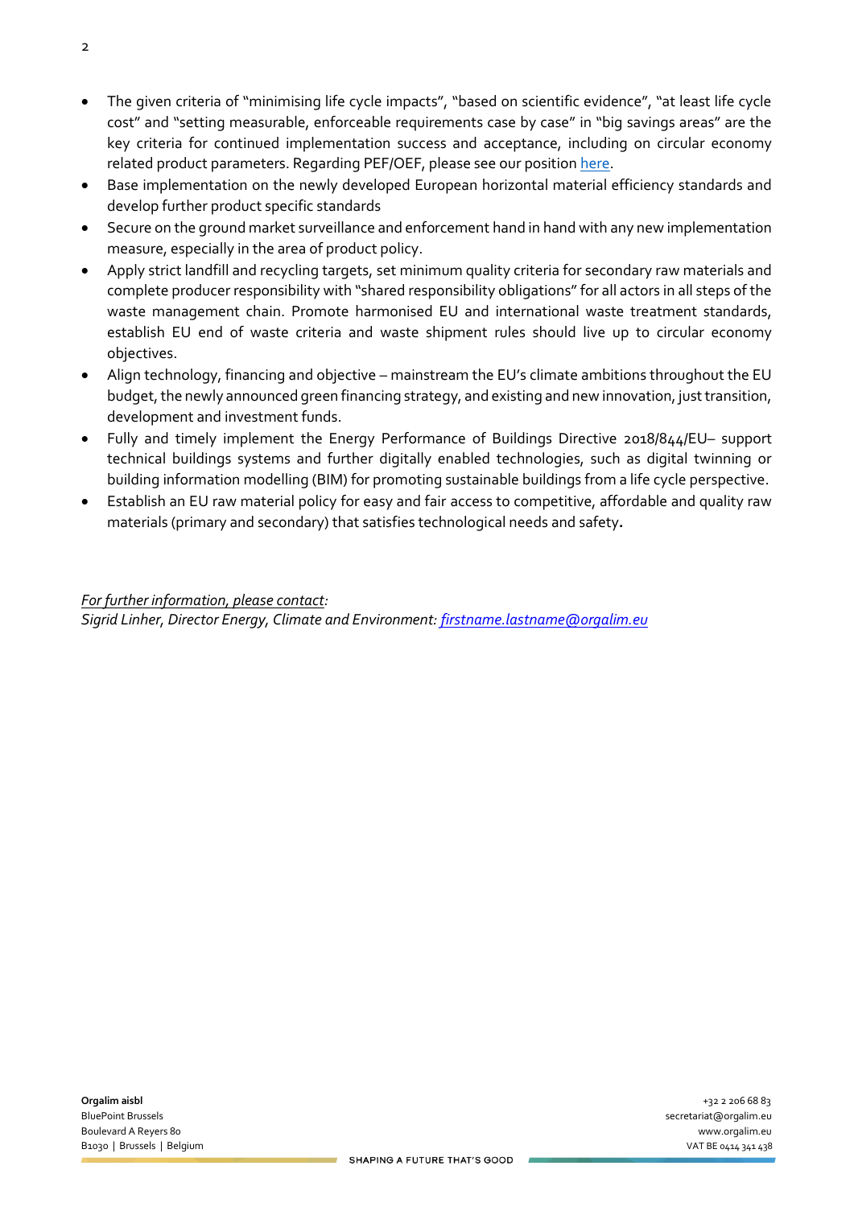- The given criteria of "minimising life cycle impacts", "based on scientific evidence", "at least life cycle cost" and "setting measurable, enforceable requirements case by case" in "big savings areas" are the key criteria for continued implementation success and acceptance, including on circular economy related product parameters. Regarding PEF/OEF, please see our position here.
- Base implementation on the newly developed European horizontal material efficiency standards and develop further product specific standards
- Secure on the ground market surveillance and enforcement hand in hand with any new implementation measure, especially in the area of product policy.
- Apply strict landfill and recycling targets, set minimum quality criteria for secondary raw materials and complete producer responsibility with "shared responsibility obligations" for all actors in all steps of the waste management chain. Promote harmonised EU and international waste treatment standards, establish EU end of waste criteria and waste shipment rules should live up to circular economy objectives.
- Align technology, financing and objective – mainstream the EU's climate ambitions throughout the EU budget, the newly announced green financing strategy, and existing and new innovation, just transition, development and investment funds.
- Fully and timely implement the Energy Performance of Buildings Directive 2018/844/EU– support technical buildings systems and further digitally enabled technologies, such as digital twinning or building information modelling (BIM) for promoting sustainable buildings from a life cycle perspective.
- Establish an EU raw material policy for easy and fair access to competitive, affordable and quality raw materials (primary and secondary) that satisfies technological needs and safety**.**

*For further information, please contact:*
*Sigrid Linher, Director Energy, Climate and Environment: firstname.lastname@orgalim.eu*

**Orgalim aisbl**
BluePoint Brussels
Boulevard A Reyers 80
B1030 | Brussels | Belgium

+32 2 206 68 83
secretariat@orgalim.eu
www.orgalim.eu
VAT BE 0414 341 438

SHAPING A FUTURE THAT'S GOOD